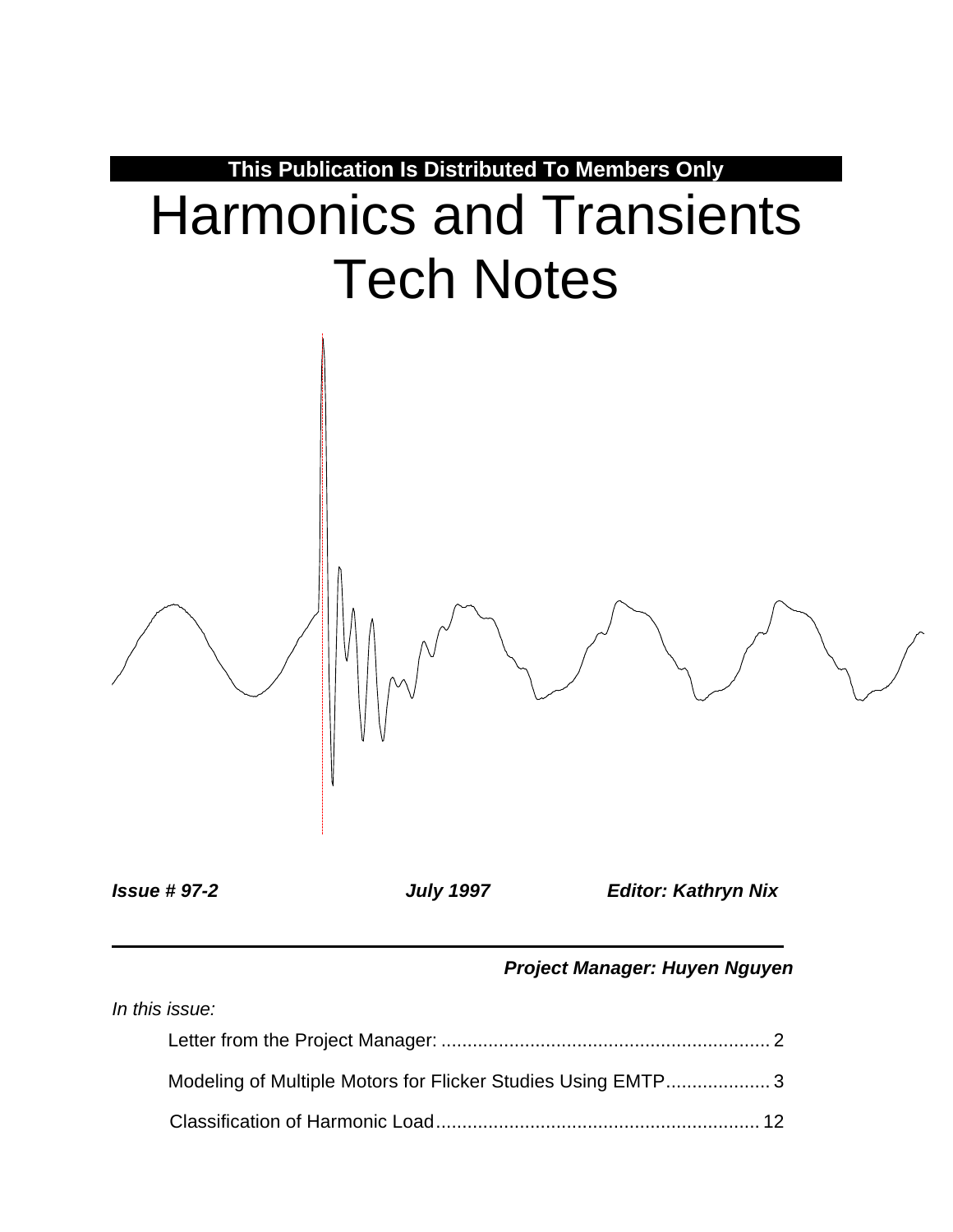**This Publication Is Distributed To Members Only**

# Harmonics and Transients Tech Notes

***Issue # 97-2*** ***July 1997*** ***Editor: Kathryn Nix***

***Project Manager: Huyen Nguyen***

*In this issue:*

Letter from the Project Manager: ............................................................... 2

Modeling of Multiple Motors for Flicker Studies Using EMTP.................... 3

Classification of Harmonic Load............................................................. 12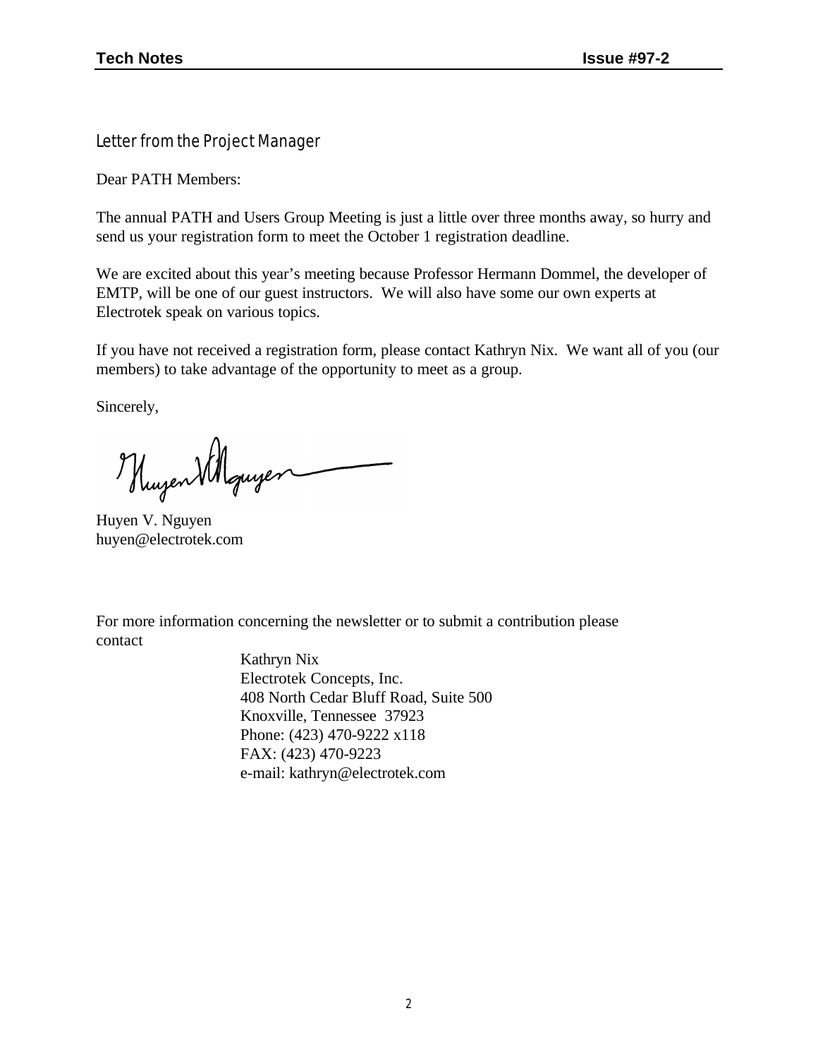## Letter from the Project Manager

Dear PATH Members:

The annual PATH and Users Group Meeting is just a little over three months away, so hurry and send us your registration form to meet the October 1 registration deadline.

We are excited about this year's meeting because Professor Hermann Dommel, the developer of EMTP, will be one of our guest instructors. We will also have some our own experts at Electrotek speak on various topics.

If you have not received a registration form, please contact Kathryn Nix. We want all of you (our members) to take advantage of the opportunity to meet as a group.

Sincerely,

Huyen V. Nguyen
huyen@electrotek.com

For more information concerning the newsletter or to submit a contribution please contact

Kathryn Nix
Electrotek Concepts, Inc.
408 North Cedar Bluff Road, Suite 500
Knoxville, Tennessee 37923
Phone: (423) 470-9222 x118
FAX: (423) 470-9223
e-mail: kathryn@electrotek.com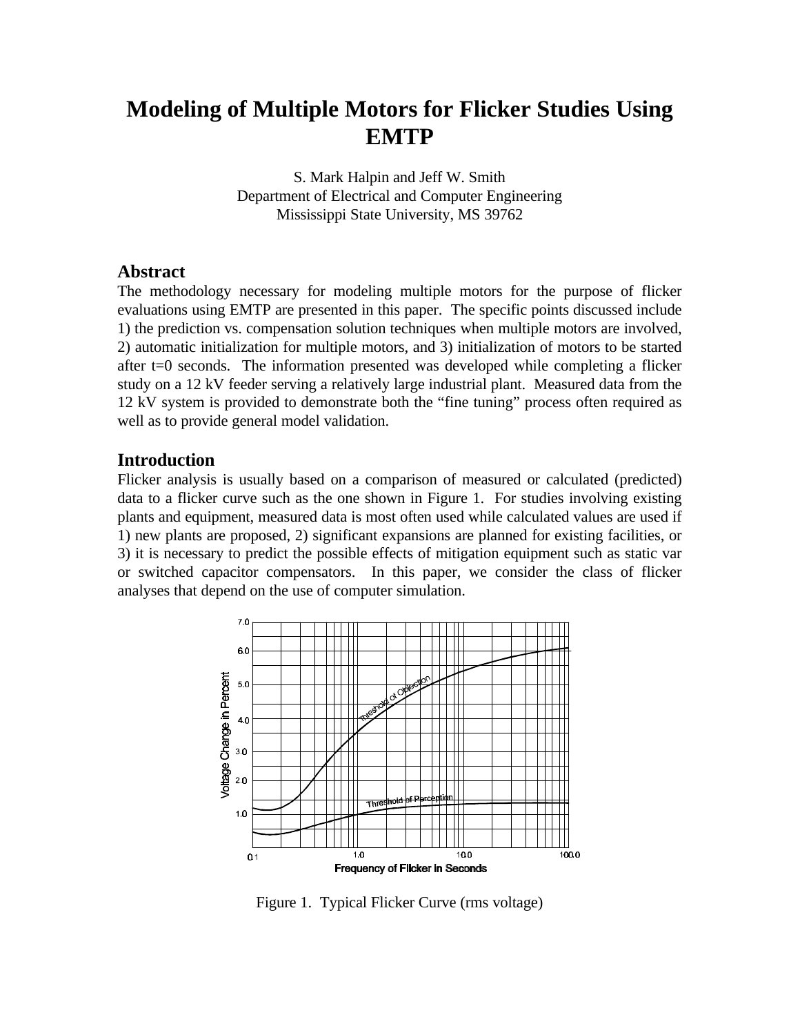# Modeling of Multiple Motors for Flicker Studies Using EMTP

S. Mark Halpin and Jeff W. Smith
Department of Electrical and Computer Engineering
Mississippi State University, MS 39762

## Abstract

The methodology necessary for modeling multiple motors for the purpose of flicker evaluations using EMTP are presented in this paper. The specific points discussed include 1) the prediction vs. compensation solution techniques when multiple motors are involved, 2) automatic initialization for multiple motors, and 3) initialization of motors to be started after t=0 seconds. The information presented was developed while completing a flicker study on a 12 kV feeder serving a relatively large industrial plant. Measured data from the 12 kV system is provided to demonstrate both the "fine tuning" process often required as well as to provide general model validation.

## Introduction

Flicker analysis is usually based on a comparison of measured or calculated (predicted) data to a flicker curve such as the one shown in Figure 1. For studies involving existing plants and equipment, measured data is most often used while calculated values are used if 1) new plants are proposed, 2) significant expansions are planned for existing facilities, or 3) it is necessary to predict the possible effects of mitigation equipment such as static var or switched capacitor compensators. In this paper, we consider the class of flicker analyses that depend on the use of computer simulation.

Figure 1. Typical Flicker Curve (rms voltage)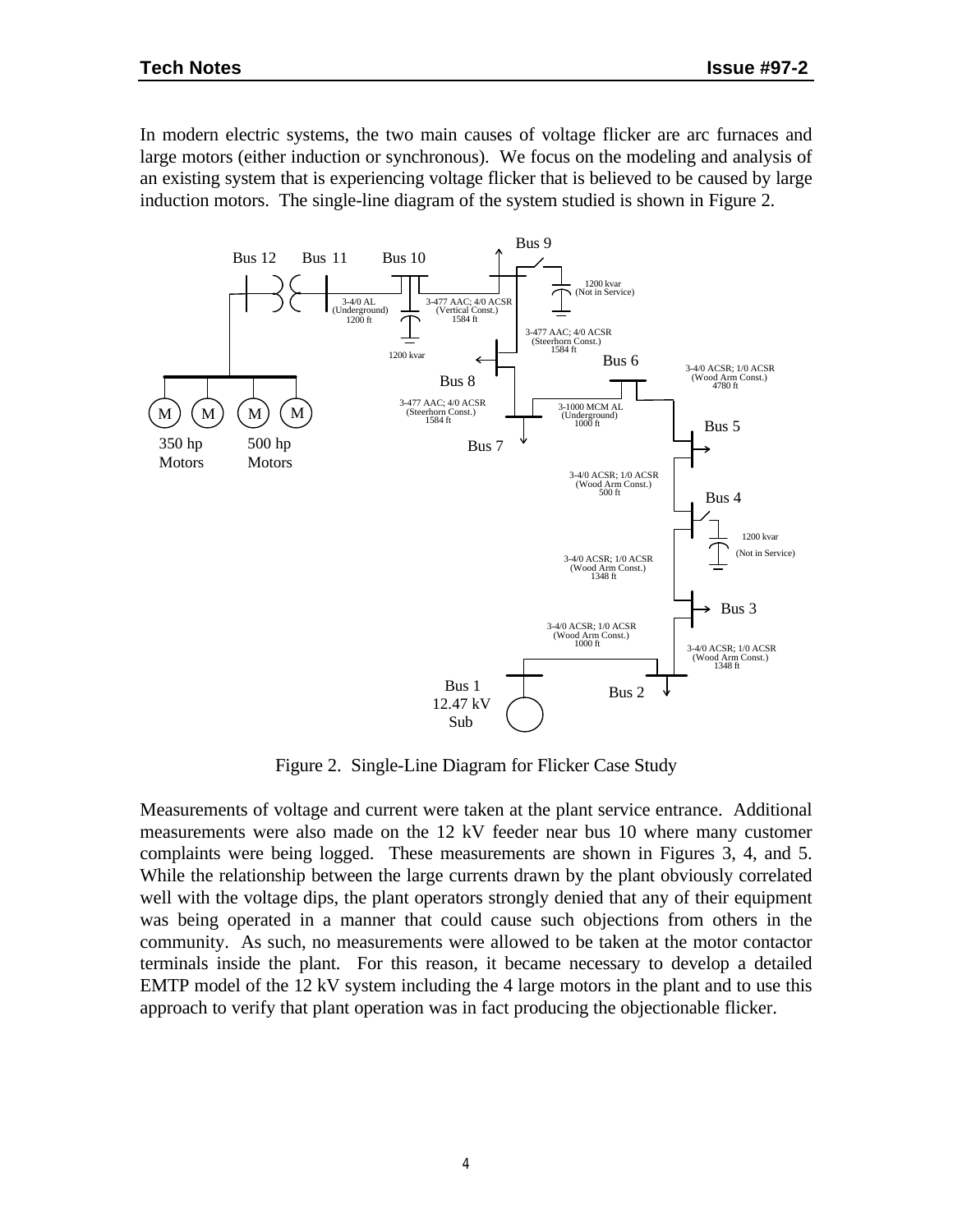In modern electric systems, the two main causes of voltage flicker are arc furnaces and large motors (either induction or synchronous). We focus on the modeling and analysis of an existing system that is experiencing voltage flicker that is believed to be caused by large induction motors. The single-line diagram of the system studied is shown in Figure 2.

Figure 2. Single-Line Diagram for Flicker Case Study

Measurements of voltage and current were taken at the plant service entrance. Additional measurements were also made on the 12 kV feeder near bus 10 where many customer complaints were being logged. These measurements are shown in Figures 3, 4, and 5. While the relationship between the large currents drawn by the plant obviously correlated well with the voltage dips, the plant operators strongly denied that any of their equipment was being operated in a manner that could cause such objections from others in the community. As such, no measurements were allowed to be taken at the motor contactor terminals inside the plant. For this reason, it became necessary to develop a detailed EMTP model of the 12 kV system including the 4 large motors in the plant and to use this approach to verify that plant operation was in fact producing the objectionable flicker.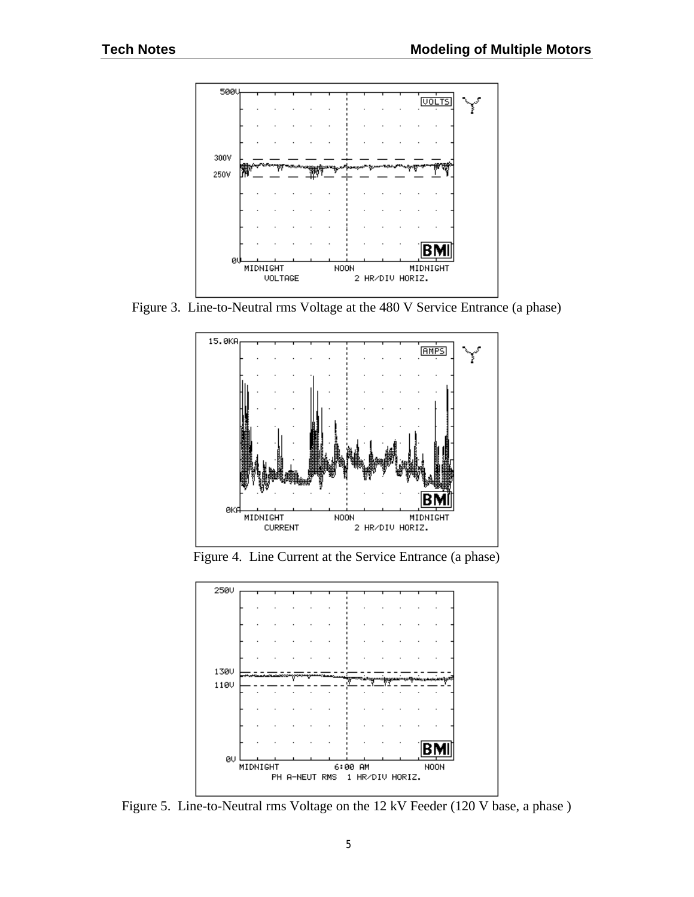Figure 3. Line-to-Neutral rms Voltage at the 480 V Service Entrance (a phase)

Figure 4. Line Current at the Service Entrance (a phase)

Figure 5. Line-to-Neutral rms Voltage on the 12 kV Feeder (120 V base, a phase )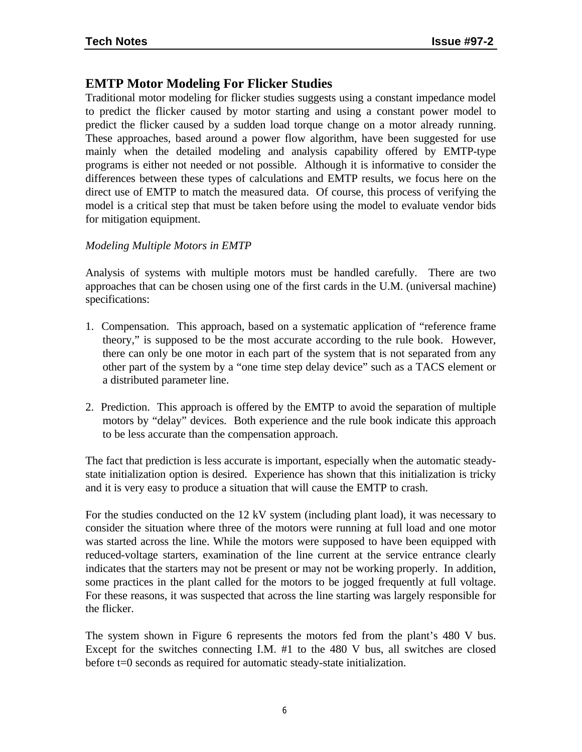## EMTP Motor Modeling For Flicker Studies

Traditional motor modeling for flicker studies suggests using a constant impedance model to predict the flicker caused by motor starting and using a constant power model to predict the flicker caused by a sudden load torque change on a motor already running. These approaches, based around a power flow algorithm, have been suggested for use mainly when the detailed modeling and analysis capability offered by EMTP-type programs is either not needed or not possible. Although it is informative to consider the differences between these types of calculations and EMTP results, we focus here on the direct use of EMTP to match the measured data. Of course, this process of verifying the model is a critical step that must be taken before using the model to evaluate vendor bids for mitigation equipment.

*Modeling Multiple Motors in EMTP*

Analysis of systems with multiple motors must be handled carefully. There are two approaches that can be chosen using one of the first cards in the U.M. (universal machine) specifications:

1. Compensation. This approach, based on a systematic application of "reference frame theory," is supposed to be the most accurate according to the rule book. However, there can only be one motor in each part of the system that is not separated from any other part of the system by a "one time step delay device" such as a TACS element or a distributed parameter line.

2. Prediction. This approach is offered by the EMTP to avoid the separation of multiple motors by "delay" devices. Both experience and the rule book indicate this approach to be less accurate than the compensation approach.

The fact that prediction is less accurate is important, especially when the automatic steady-state initialization option is desired. Experience has shown that this initialization is tricky and it is very easy to produce a situation that will cause the EMTP to crash.

For the studies conducted on the 12 kV system (including plant load), it was necessary to consider the situation where three of the motors were running at full load and one motor was started across the line. While the motors were supposed to have been equipped with reduced-voltage starters, examination of the line current at the service entrance clearly indicates that the starters may not be present or may not be working properly. In addition, some practices in the plant called for the motors to be jogged frequently at full voltage. For these reasons, it was suspected that across the line starting was largely responsible for the flicker.

The system shown in Figure 6 represents the motors fed from the plant's 480 V bus. Except for the switches connecting I.M. #1 to the 480 V bus, all switches are closed before t=0 seconds as required for automatic steady-state initialization.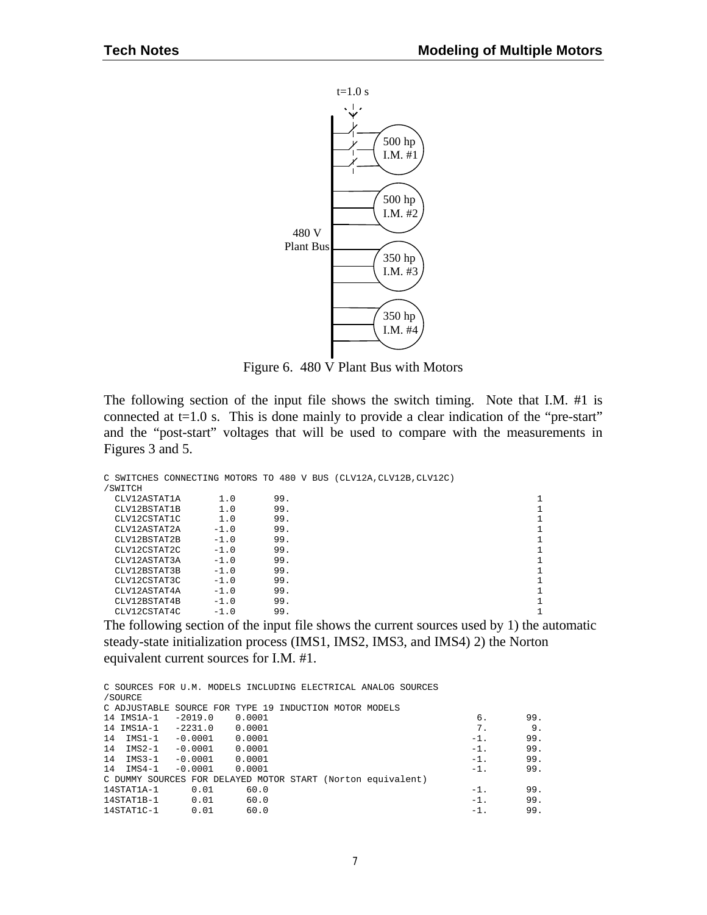Figure 6.  480 V Plant Bus with Motors

The following section of the input file shows the switch timing.  Note that I.M. #1 is connected at t=1.0 s.  This is done mainly to provide a clear indication of the "pre-start" and the "post-start" voltages that will be used to compare with the measurements in Figures 3 and 5.

```
C SWITCHES CONNECTING MOTORS TO 480 V BUS (CLV12A,CLV12B,CLV12C)
/SWITCH
  CLV12ASTAT1A       1.0       99.                                              1
  CLV12BSTAT1B       1.0       99.                                              1
  CLV12CSTAT1C       1.0       99.                                              1
  CLV12ASTAT2A      -1.0       99.                                              1
  CLV12BSTAT2B      -1.0       99.                                              1
  CLV12CSTAT2C      -1.0       99.                                              1
  CLV12ASTAT3A      -1.0       99.                                              1
  CLV12BSTAT3B      -1.0       99.                                              1
  CLV12CSTAT3C      -1.0       99.                                              1
  CLV12ASTAT4A      -1.0       99.                                              1
  CLV12BSTAT4B      -1.0       99.                                              1
  CLV12CSTAT4C      -1.0       99.                                              1
```

The following section of the input file shows the current sources used by 1) the automatic steady-state initialization process (IMS1, IMS2, IMS3, and IMS4) 2) the Norton equivalent current sources for I.M. #1.

```
C SOURCES FOR U.M. MODELS INCLUDING ELECTRICAL ANALOG SOURCES
/SOURCE
C ADJUSTABLE SOURCE FOR TYPE 19 INDUCTION MOTOR MODELS
14 IMS1A-1   -2019.0    0.0001                                          6.       99.
14 IMS1A-1   -2231.0    0.0001                                          7.        9.
14  IMS1-1   -0.0001    0.0001                                         -1.       99.
14  IMS2-1   -0.0001    0.0001                                         -1.       99.
14  IMS3-1   -0.0001    0.0001                                         -1.       99.
14  IMS4-1   -0.0001    0.0001                                         -1.       99.
C DUMMY SOURCES FOR DELAYED MOTOR START (Norton equivalent)
14STAT1A-1      0.01      60.0                                         -1.       99.
14STAT1B-1      0.01      60.0                                         -1.       99.
14STAT1C-1      0.01      60.0                                         -1.       99.
```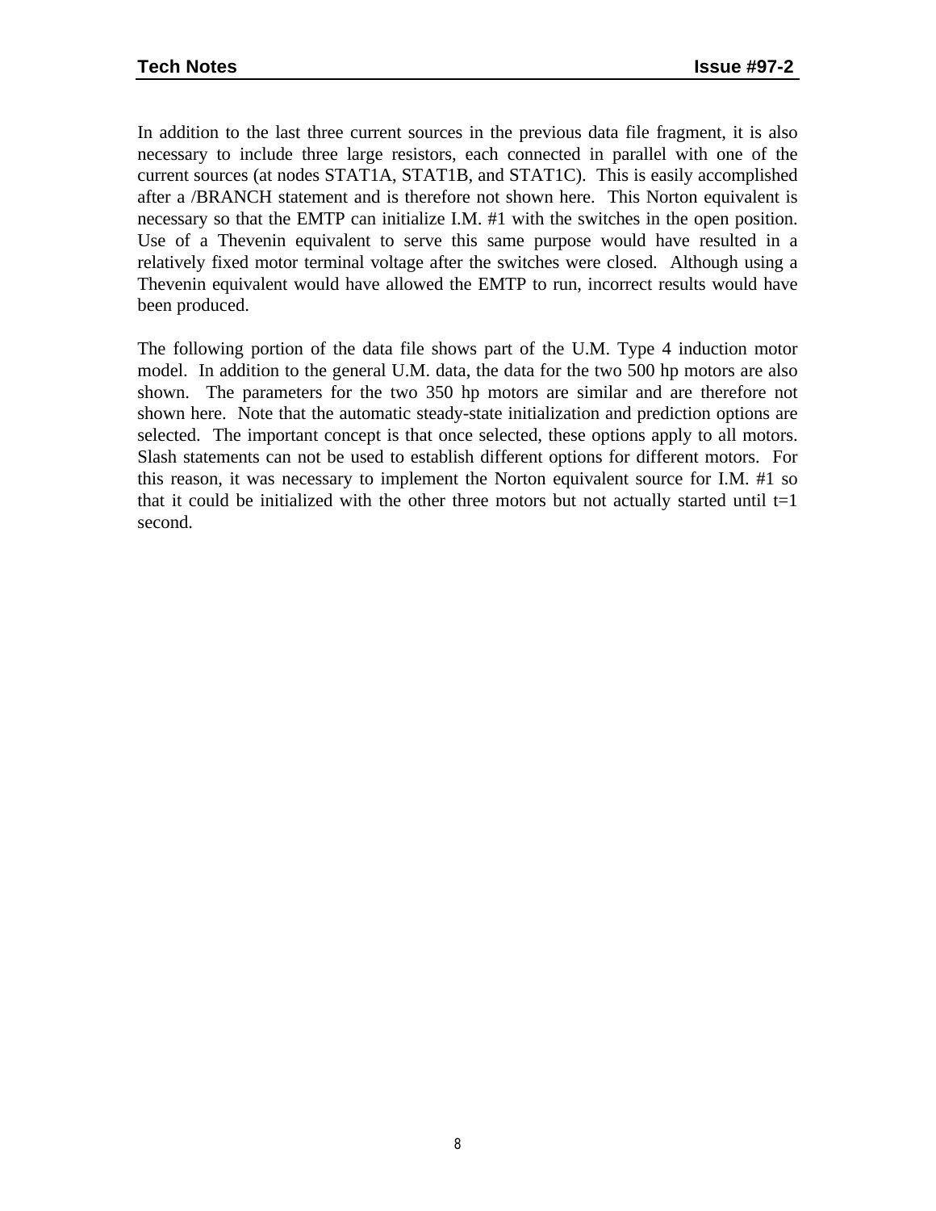In addition to the last three current sources in the previous data file fragment, it is also necessary to include three large resistors, each connected in parallel with one of the current sources (at nodes STAT1A, STAT1B, and STAT1C). This is easily accomplished after a /BRANCH statement and is therefore not shown here. This Norton equivalent is necessary so that the EMTP can initialize I.M. #1 with the switches in the open position. Use of a Thevenin equivalent to serve this same purpose would have resulted in a relatively fixed motor terminal voltage after the switches were closed. Although using a Thevenin equivalent would have allowed the EMTP to run, incorrect results would have been produced.

The following portion of the data file shows part of the U.M. Type 4 induction motor model. In addition to the general U.M. data, the data for the two 500 hp motors are also shown. The parameters for the two 350 hp motors are similar and are therefore not shown here. Note that the automatic steady-state initialization and prediction options are selected. The important concept is that once selected, these options apply to all motors. Slash statements can not be used to establish different options for different motors. For this reason, it was necessary to implement the Norton equivalent source for I.M. #1 so that it could be initialized with the other three motors but not actually started until t=1 second.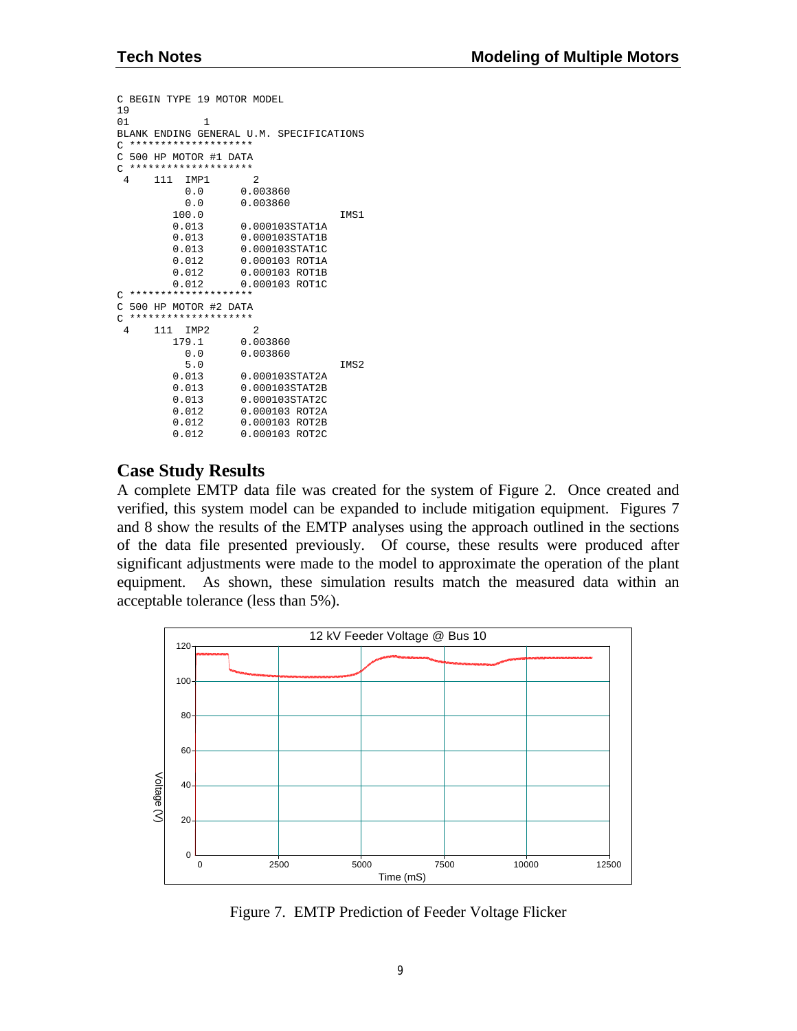```
C BEGIN TYPE 19 MOTOR MODEL
19
01           1
BLANK ENDING GENERAL U.M. SPECIFICATIONS
C ********************
C 500 HP MOTOR #1 DATA
C ********************
 4    111  IMP1        2
           0.0      0.003860
           0.0      0.003860
         100.0                      IMS1
         0.013      0.000103STAT1A
         0.013      0.000103STAT1B
         0.013      0.000103STAT1C
         0.012      0.000103 ROT1A
         0.012      0.000103 ROT1B
         0.012      0.000103 ROT1C
C ********************
C 500 HP MOTOR #2 DATA
C ********************
 4    111  IMP2        2
         179.1      0.003860
           0.0      0.003860
           5.0                      IMS2
         0.013      0.000103STAT2A
         0.013      0.000103STAT2B
         0.013      0.000103STAT2C
         0.012      0.000103 ROT2A
         0.012      0.000103 ROT2B
         0.012      0.000103 ROT2C
```

## Case Study Results

A complete EMTP data file was created for the system of Figure 2. Once created and verified, this system model can be expanded to include mitigation equipment. Figures 7 and 8 show the results of the EMTP analyses using the approach outlined in the sections of the data file presented previously. Of course, these results were produced after significant adjustments were made to the model to approximate the operation of the plant equipment. As shown, these simulation results match the measured data within an acceptable tolerance (less than 5%).

Figure 7. EMTP Prediction of Feeder Voltage Flicker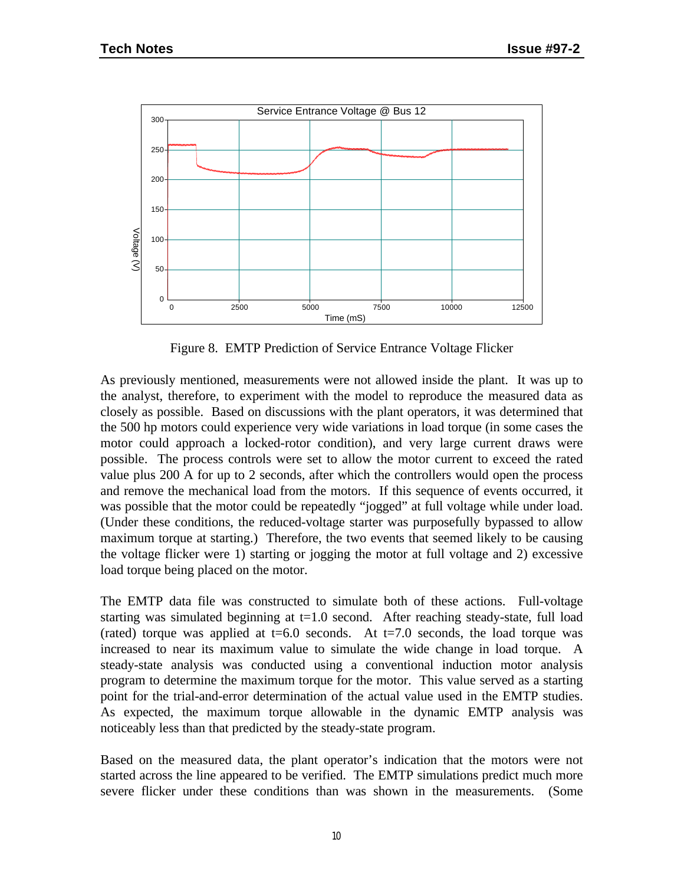Figure 8. EMTP Prediction of Service Entrance Voltage Flicker

As previously mentioned, measurements were not allowed inside the plant. It was up to the analyst, therefore, to experiment with the model to reproduce the measured data as closely as possible. Based on discussions with the plant operators, it was determined that the 500 hp motors could experience very wide variations in load torque (in some cases the motor could approach a locked-rotor condition), and very large current draws were possible. The process controls were set to allow the motor current to exceed the rated value plus 200 A for up to 2 seconds, after which the controllers would open the process and remove the mechanical load from the motors. If this sequence of events occurred, it was possible that the motor could be repeatedly "jogged" at full voltage while under load. (Under these conditions, the reduced-voltage starter was purposefully bypassed to allow maximum torque at starting.) Therefore, the two events that seemed likely to be causing the voltage flicker were 1) starting or jogging the motor at full voltage and 2) excessive load torque being placed on the motor.

The EMTP data file was constructed to simulate both of these actions. Full-voltage starting was simulated beginning at t=1.0 second. After reaching steady-state, full load (rated) torque was applied at t=6.0 seconds. At t=7.0 seconds, the load torque was increased to near its maximum value to simulate the wide change in load torque. A steady-state analysis was conducted using a conventional induction motor analysis program to determine the maximum torque for the motor. This value served as a starting point for the trial-and-error determination of the actual value used in the EMTP studies. As expected, the maximum torque allowable in the dynamic EMTP analysis was noticeably less than that predicted by the steady-state program.

Based on the measured data, the plant operator's indication that the motors were not started across the line appeared to be verified. The EMTP simulations predict much more severe flicker under these conditions than was shown in the measurements. (Some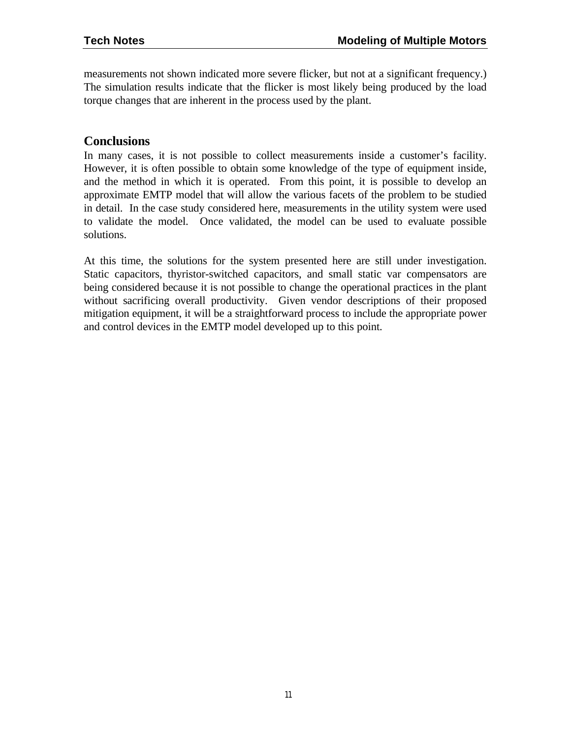measurements not shown indicated more severe flicker, but not at a significant frequency.) The simulation results indicate that the flicker is most likely being produced by the load torque changes that are inherent in the process used by the plant.

## Conclusions

In many cases, it is not possible to collect measurements inside a customer's facility. However, it is often possible to obtain some knowledge of the type of equipment inside, and the method in which it is operated. From this point, it is possible to develop an approximate EMTP model that will allow the various facets of the problem to be studied in detail. In the case study considered here, measurements in the utility system were used to validate the model. Once validated, the model can be used to evaluate possible solutions.

At this time, the solutions for the system presented here are still under investigation. Static capacitors, thyristor-switched capacitors, and small static var compensators are being considered because it is not possible to change the operational practices in the plant without sacrificing overall productivity. Given vendor descriptions of their proposed mitigation equipment, it will be a straightforward process to include the appropriate power and control devices in the EMTP model developed up to this point.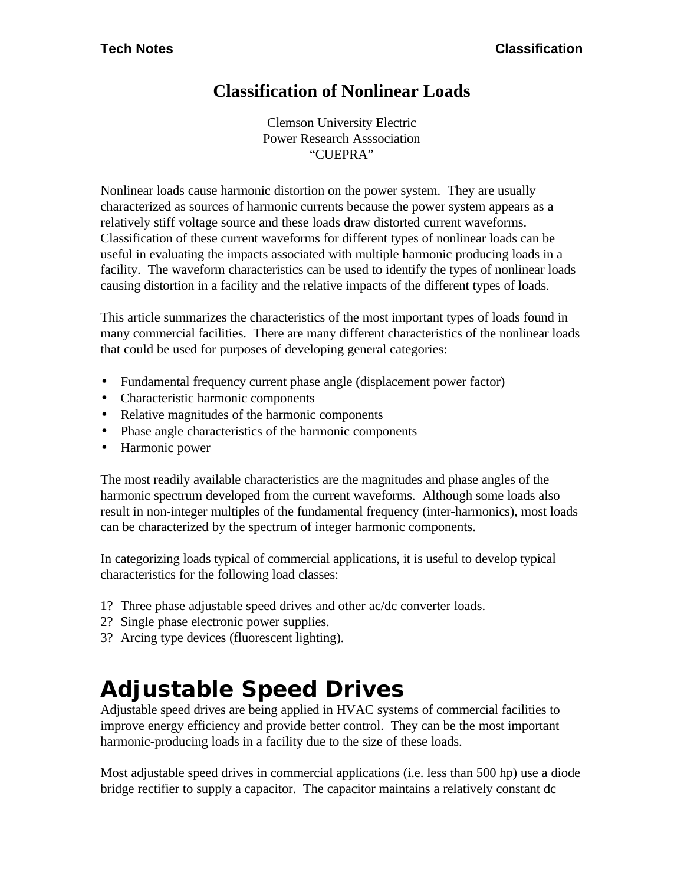# Classification of Nonlinear Loads

Clemson University Electric
Power Research Asssociation
"CUEPRA"

Nonlinear loads cause harmonic distortion on the power system. They are usually characterized as sources of harmonic currents because the power system appears as a relatively stiff voltage source and these loads draw distorted current waveforms. Classification of these current waveforms for different types of nonlinear loads can be useful in evaluating the impacts associated with multiple harmonic producing loads in a facility. The waveform characteristics can be used to identify the types of nonlinear loads causing distortion in a facility and the relative impacts of the different types of loads.

This article summarizes the characteristics of the most important types of loads found in many commercial facilities. There are many different characteristics of the nonlinear loads that could be used for purposes of developing general categories:

- Fundamental frequency current phase angle (displacement power factor)
- Characteristic harmonic components
- Relative magnitudes of the harmonic components
- Phase angle characteristics of the harmonic components
- Harmonic power

The most readily available characteristics are the magnitudes and phase angles of the harmonic spectrum developed from the current waveforms. Although some loads also result in non-integer multiples of the fundamental frequency (inter-harmonics), most loads can be characterized by the spectrum of integer harmonic components.

In categorizing loads typical of commercial applications, it is useful to develop typical characteristics for the following load classes:

1? Three phase adjustable speed drives and other ac/dc converter loads.
2? Single phase electronic power supplies.
3? Arcing type devices (fluorescent lighting).

# Adjustable Speed Drives

Adjustable speed drives are being applied in HVAC systems of commercial facilities to improve energy efficiency and provide better control. They can be the most important harmonic-producing loads in a facility due to the size of these loads.

Most adjustable speed drives in commercial applications (i.e. less than 500 hp) use a diode bridge rectifier to supply a capacitor. The capacitor maintains a relatively constant dc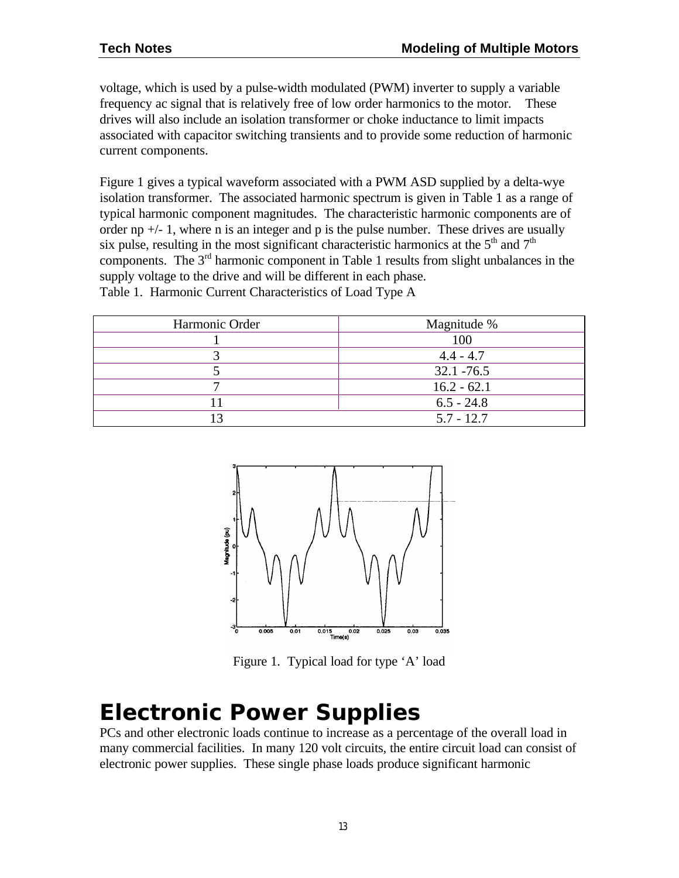voltage, which is used by a pulse-width modulated (PWM) inverter to supply a variable frequency ac signal that is relatively free of low order harmonics to the motor. These drives will also include an isolation transformer or choke inductance to limit impacts associated with capacitor switching transients and to provide some reduction of harmonic current components.

Figure 1 gives a typical waveform associated with a PWM ASD supplied by a delta-wye isolation transformer. The associated harmonic spectrum is given in Table 1 as a range of typical harmonic component magnitudes. The characteristic harmonic components are of order np +/- 1, where n is an integer and p is the pulse number. These drives are usually six pulse, resulting in the most significant characteristic harmonics at the 5th and 7th components. The 3rd harmonic component in Table 1 results from slight unbalances in the supply voltage to the drive and will be different in each phase.

Table 1. Harmonic Current Characteristics of Load Type A

| Harmonic Order | Magnitude % |
|---|---|
| 1 | 100 |
| 3 | 4.4 - 4.7 |
| 5 | 32.1 -76.5 |
| 7 | 16.2 - 62.1 |
| 11 | 6.5 - 24.8 |
| 13 | 5.7 - 12.7 |

Figure 1. Typical load for type 'A' load

# Electronic Power Supplies

PCs and other electronic loads continue to increase as a percentage of the overall load in many commercial facilities. In many 120 volt circuits, the entire circuit load can consist of electronic power supplies. These single phase loads produce significant harmonic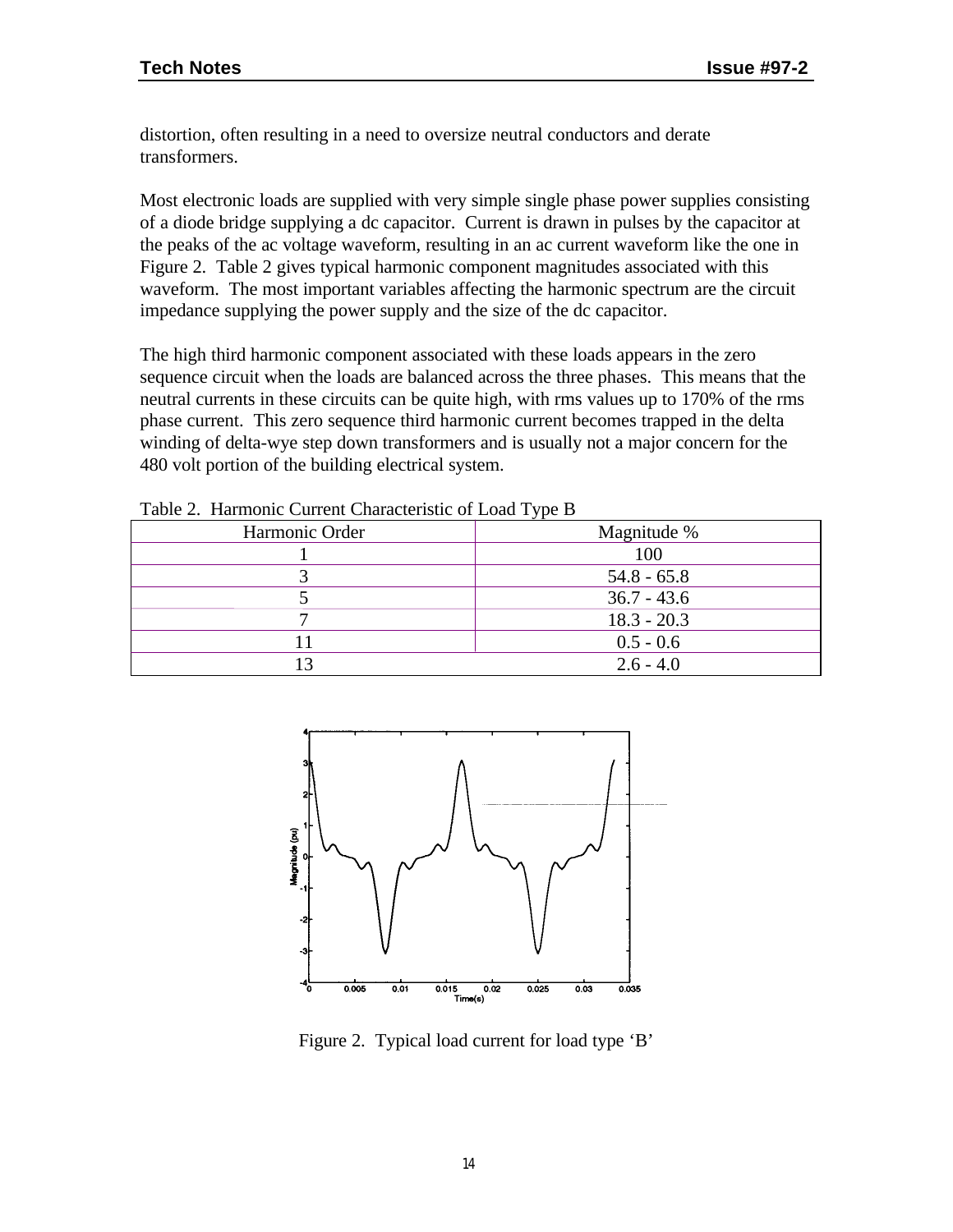distortion, often resulting in a need to oversize neutral conductors and derate transformers.

Most electronic loads are supplied with very simple single phase power supplies consisting of a diode bridge supplying a dc capacitor. Current is drawn in pulses by the capacitor at the peaks of the ac voltage waveform, resulting in an ac current waveform like the one in Figure 2. Table 2 gives typical harmonic component magnitudes associated with this waveform. The most important variables affecting the harmonic spectrum are the circuit impedance supplying the power supply and the size of the dc capacitor.

The high third harmonic component associated with these loads appears in the zero sequence circuit when the loads are balanced across the three phases. This means that the neutral currents in these circuits can be quite high, with rms values up to 170% of the rms phase current. This zero sequence third harmonic current becomes trapped in the delta winding of delta-wye step down transformers and is usually not a major concern for the 480 volt portion of the building electrical system.

Table 2. Harmonic Current Characteristic of Load Type B

| Harmonic Order | Magnitude % |
|---|---|
| 1 | 100 |
| 3 | 54.8 - 65.8 |
| 5 | 36.7 - 43.6 |
| 7 | 18.3 - 20.3 |
| 11 | 0.5 - 0.6 |
| 13 | 2.6 - 4.0 |

Figure 2. Typical load current for load type 'B'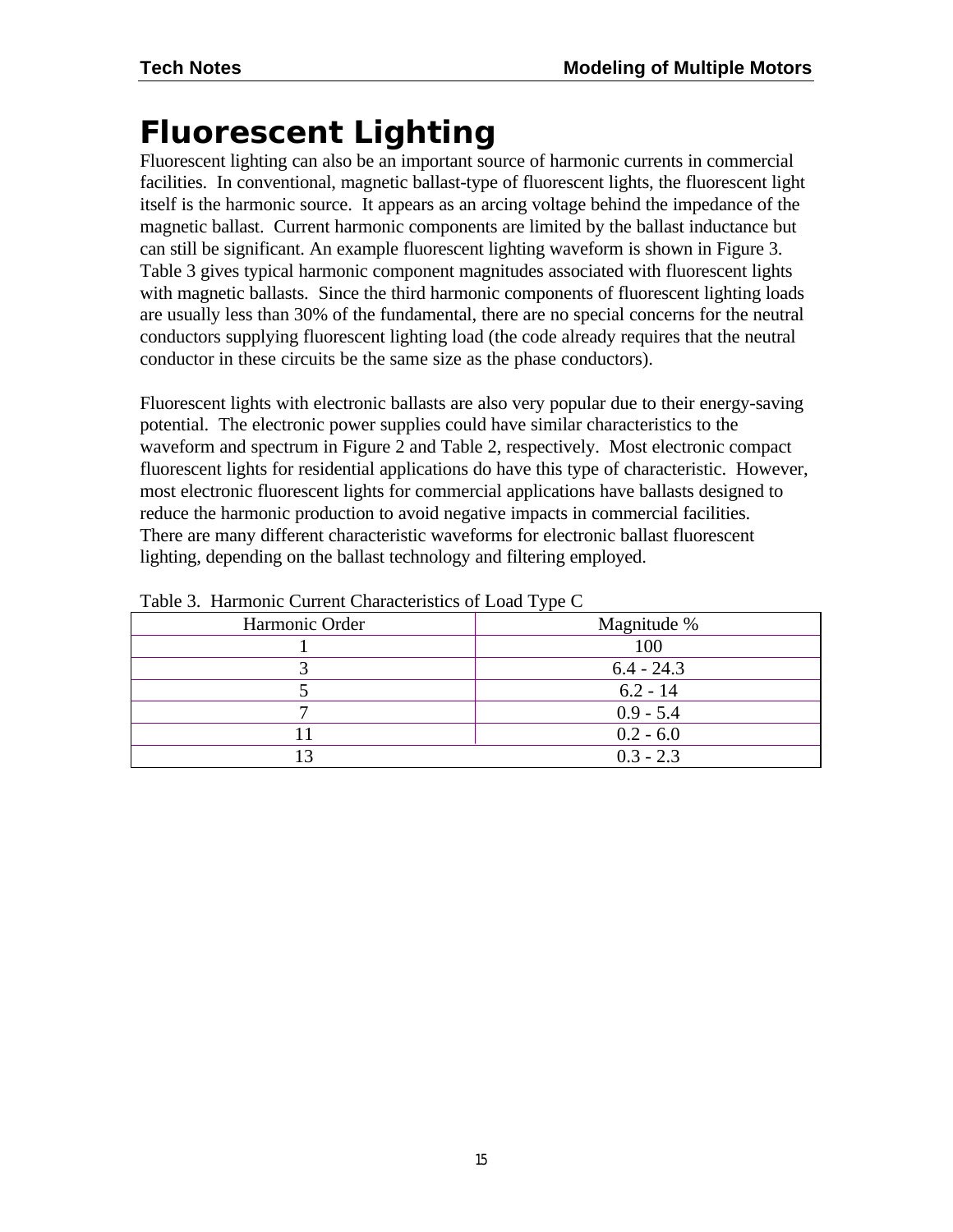# Fluorescent Lighting

Fluorescent lighting can also be an important source of harmonic currents in commercial facilities. In conventional, magnetic ballast-type of fluorescent lights, the fluorescent light itself is the harmonic source. It appears as an arcing voltage behind the impedance of the magnetic ballast. Current harmonic components are limited by the ballast inductance but can still be significant. An example fluorescent lighting waveform is shown in Figure 3. Table 3 gives typical harmonic component magnitudes associated with fluorescent lights with magnetic ballasts. Since the third harmonic components of fluorescent lighting loads are usually less than 30% of the fundamental, there are no special concerns for the neutral conductors supplying fluorescent lighting load (the code already requires that the neutral conductor in these circuits be the same size as the phase conductors).

Fluorescent lights with electronic ballasts are also very popular due to their energy-saving potential. The electronic power supplies could have similar characteristics to the waveform and spectrum in Figure 2 and Table 2, respectively. Most electronic compact fluorescent lights for residential applications do have this type of characteristic. However, most electronic fluorescent lights for commercial applications have ballasts designed to reduce the harmonic production to avoid negative impacts in commercial facilities. There are many different characteristic waveforms for electronic ballast fluorescent lighting, depending on the ballast technology and filtering employed.

Table 3. Harmonic Current Characteristics of Load Type C

| Harmonic Order | Magnitude % |
|---|---|
| 1 | 100 |
| 3 | 6.4 - 24.3 |
| 5 | 6.2 - 14 |
| 7 | 0.9 - 5.4 |
| 11 | 0.2 - 6.0 |
| 13 | 0.3 - 2.3 |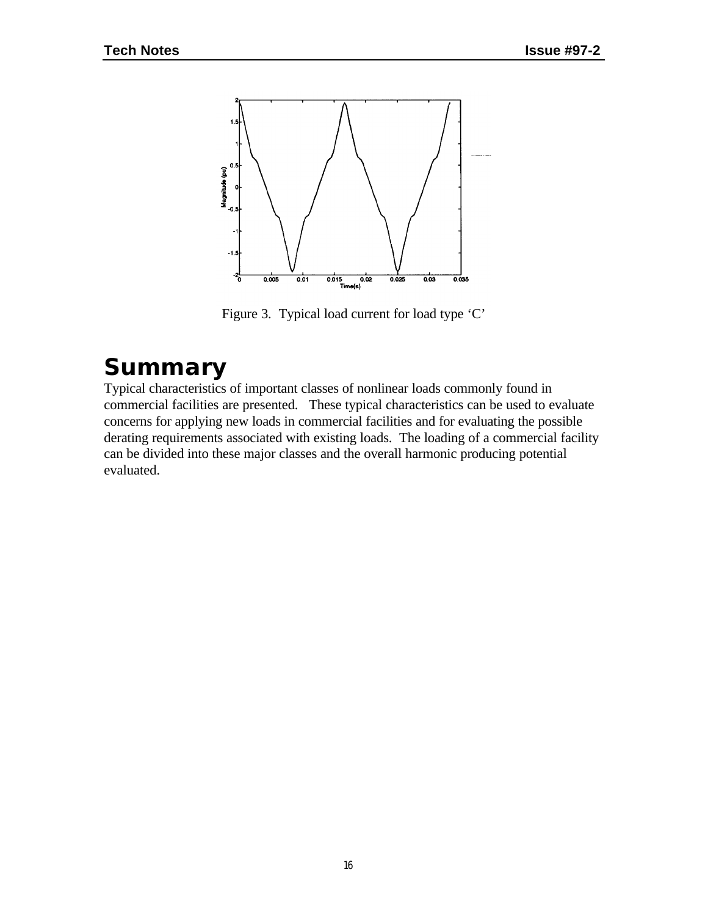2
1.5
1
0.5
0
-0.5
-1
-1.5
-2

Magnitude (pu)

0
0.005
0.01
0.015
0.02
0.025
0.03
0.035

Time(s)

Figure 3. Typical load current for load type 'C'

# Summary

Typical characteristics of important classes of nonlinear loads commonly found in commercial facilities are presented. These typical characteristics can be used to evaluate concerns for applying new loads in commercial facilities and for evaluating the possible derating requirements associated with existing loads. The loading of a commercial facility can be divided into these major classes and the overall harmonic producing potential evaluated.